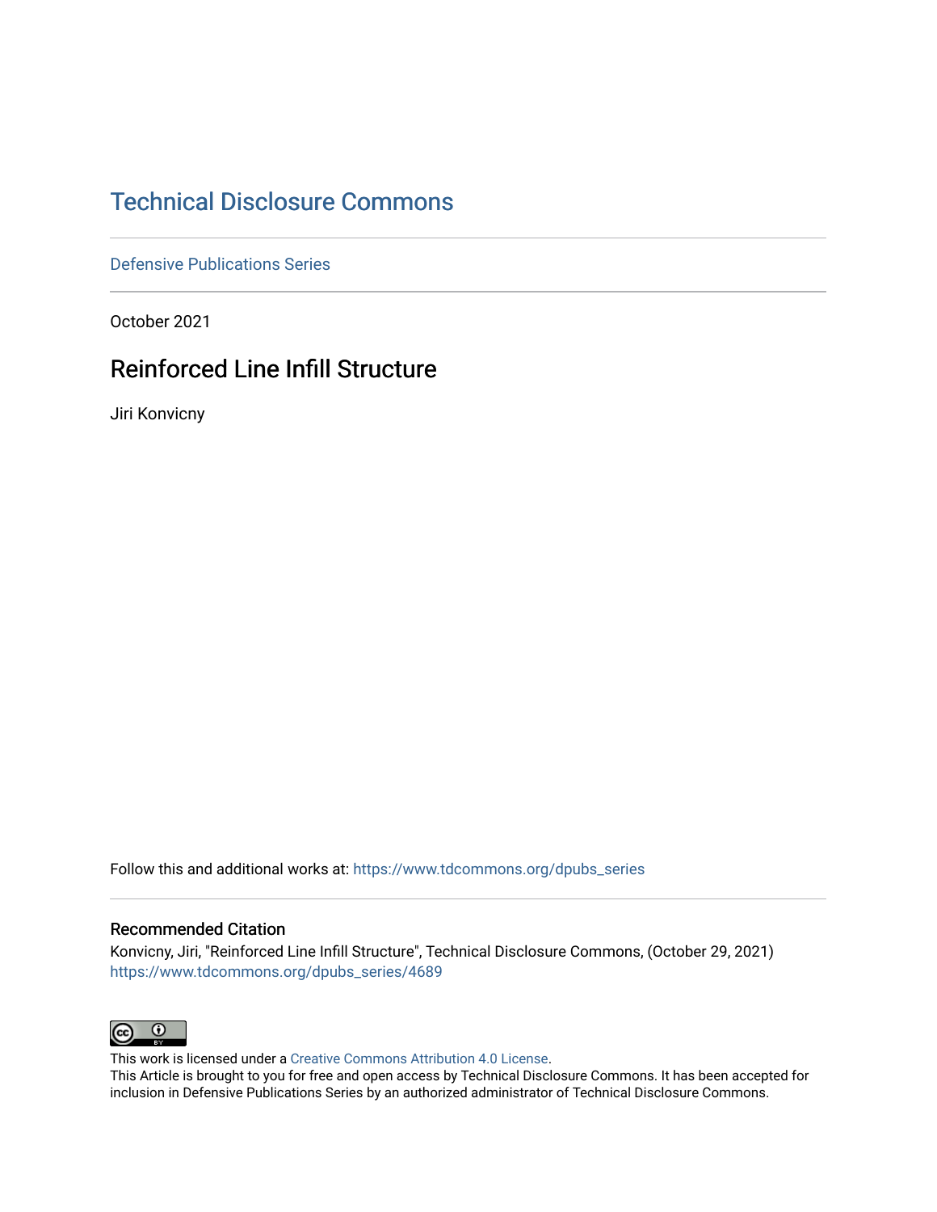# Technical Disclosure Commons

Defensive Publications Series

October 2021

## Reinforced Line Infill Structure

Jiri Konvicny

Follow this and additional works at: https://www.tdcommons.org/dpubs_series

### Recommended Citation

Konvicny, Jiri, "Reinforced Line Infill Structure", Technical Disclosure Commons, (October 29, 2021)
https://www.tdcommons.org/dpubs_series/4689

This work is licensed under a Creative Commons Attribution 4.0 License.
This Article is brought to you for free and open access by Technical Disclosure Commons. It has been accepted for inclusion in Defensive Publications Series by an authorized administrator of Technical Disclosure Commons.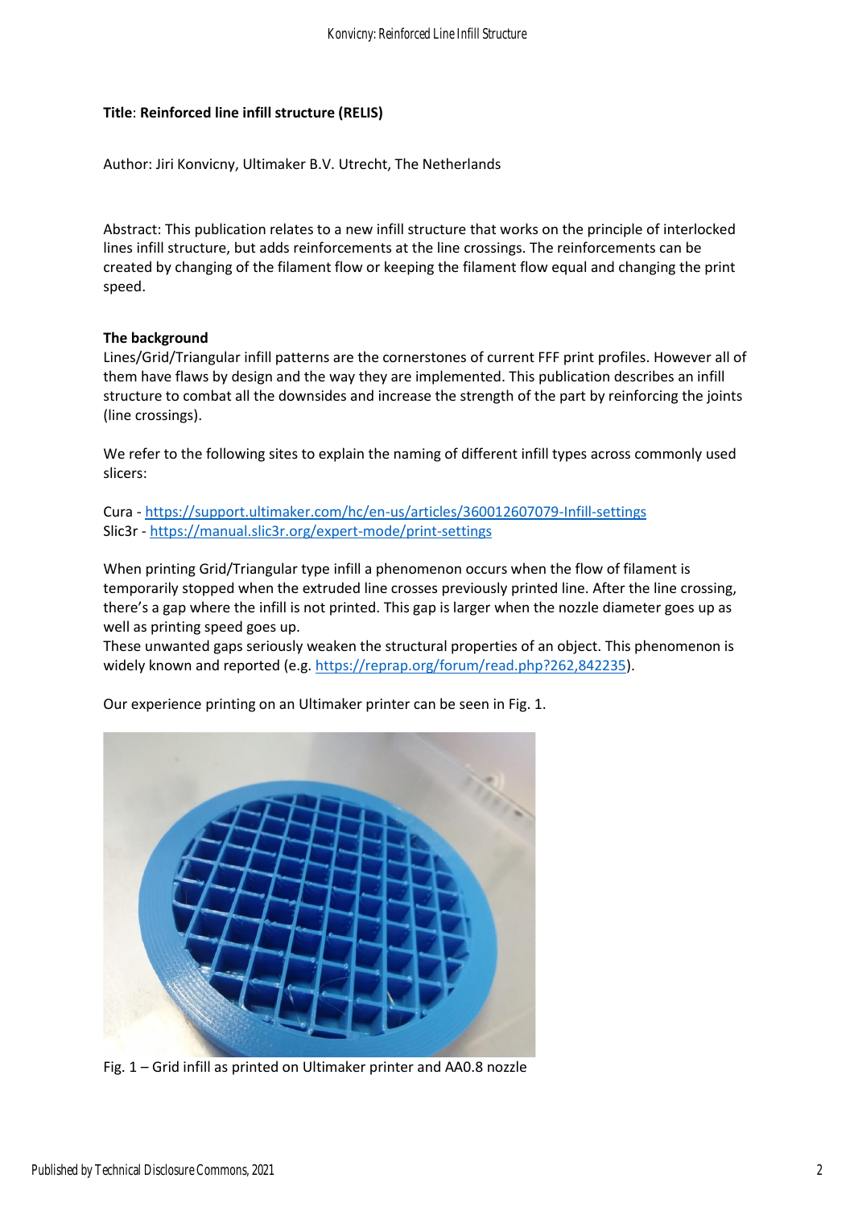**Title**: **Reinforced line infill structure (RELIS)**

Author: Jiri Konvicny, Ultimaker B.V. Utrecht, The Netherlands

Abstract: This publication relates to a new infill structure that works on the principle of interlocked lines infill structure, but adds reinforcements at the line crossings. The reinforcements can be created by changing of the filament flow or keeping the filament flow equal and changing the print speed.

## The background

Lines/Grid/Triangular infill patterns are the cornerstones of current FFF print profiles. However all of them have flaws by design and the way they are implemented. This publication describes an infill structure to combat all the downsides and increase the strength of the part by reinforcing the joints (line crossings).

We refer to the following sites to explain the naming of different infill types across commonly used slicers:

Cura - https://support.ultimaker.com/hc/en-us/articles/360012607079-Infill-settings
Slic3r - https://manual.slic3r.org/expert-mode/print-settings

When printing Grid/Triangular type infill a phenomenon occurs when the flow of filament is temporarily stopped when the extruded line crosses previously printed line. After the line crossing, there's a gap where the infill is not printed. This gap is larger when the nozzle diameter goes up as well as printing speed goes up.
These unwanted gaps seriously weaken the structural properties of an object. This phenomenon is widely known and reported (e.g. https://reprap.org/forum/read.php?262,842235).

Our experience printing on an Ultimaker printer can be seen in Fig. 1.

Fig. 1 – Grid infill as printed on Ultimaker printer and AA0.8 nozzle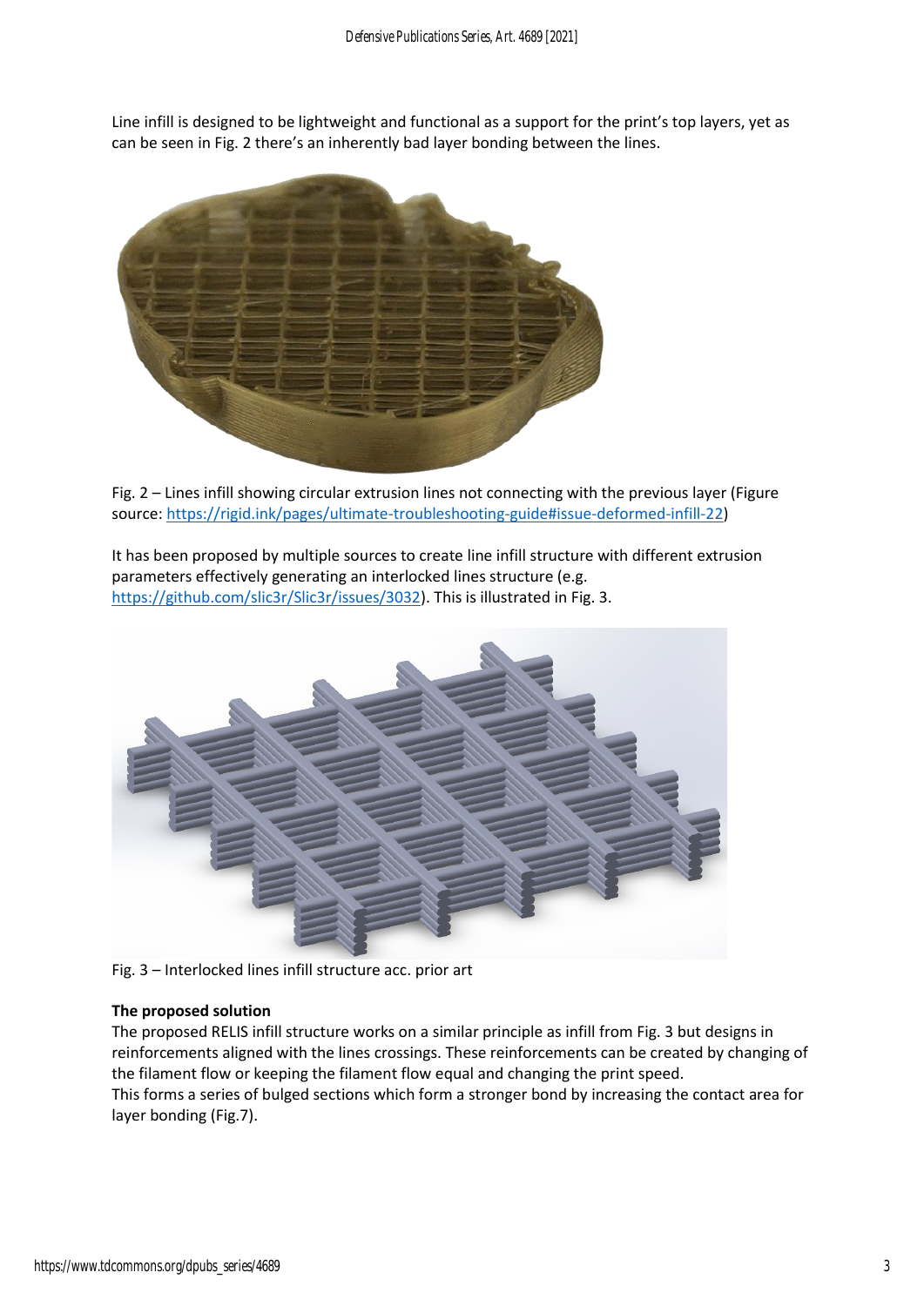Line infill is designed to be lightweight and functional as a support for the print's top layers, yet as can be seen in Fig. 2 there's an inherently bad layer bonding between the lines.

Fig. 2 – Lines infill showing circular extrusion lines not connecting with the previous layer (Figure source: https://rigid.ink/pages/ultimate-troubleshooting-guide#issue-deformed-infill-22)

It has been proposed by multiple sources to create line infill structure with different extrusion parameters effectively generating an interlocked lines structure (e.g. https://github.com/slic3r/Slic3r/issues/3032). This is illustrated in Fig. 3.

Fig. 3 – Interlocked lines infill structure acc. prior art

**The proposed solution**

The proposed RELIS infill structure works on a similar principle as infill from Fig. 3 but designs in reinforcements aligned with the lines crossings. These reinforcements can be created by changing of the filament flow or keeping the filament flow equal and changing the print speed.
This forms a series of bulged sections which form a stronger bond by increasing the contact area for layer bonding (Fig.7).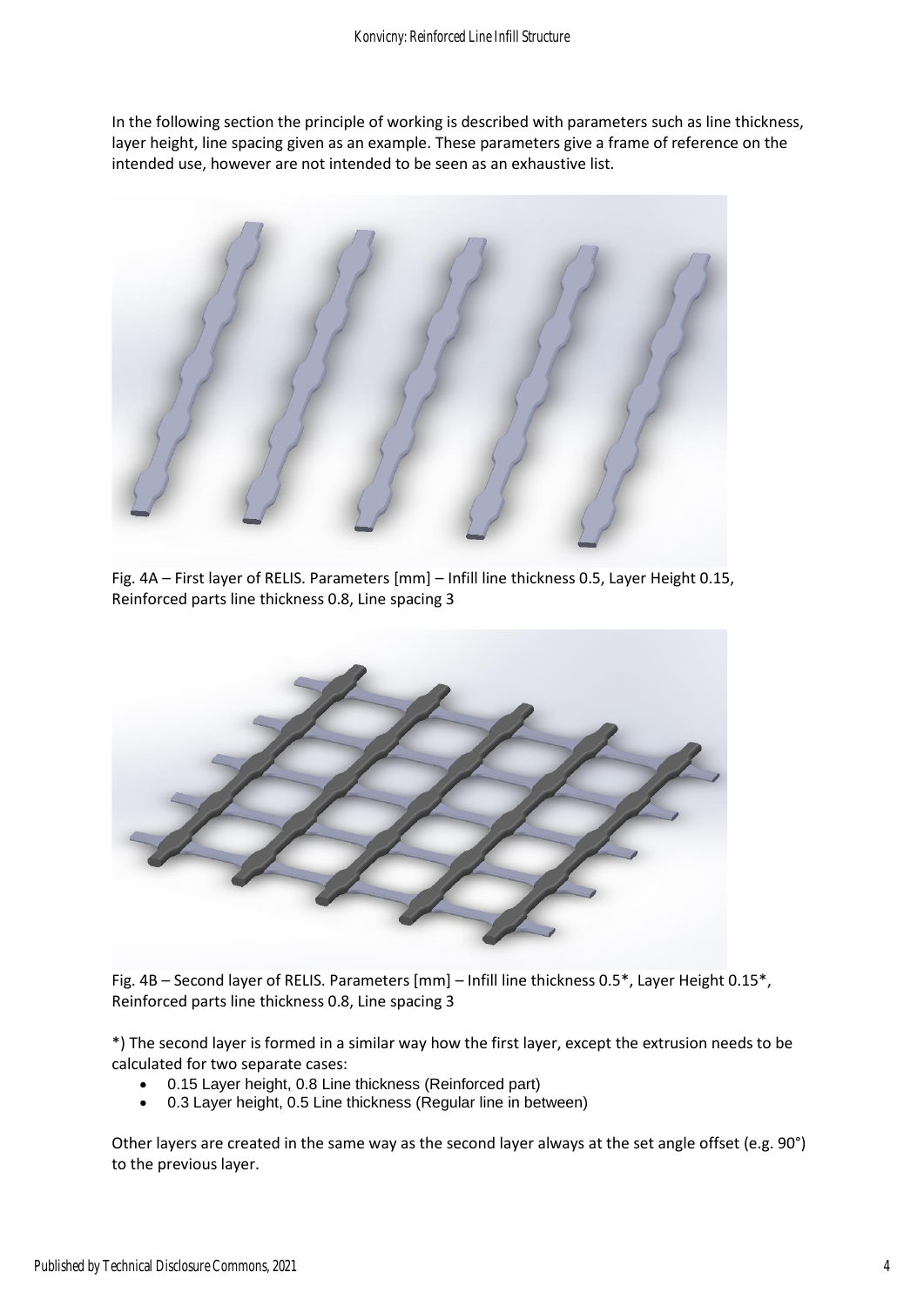In the following section the principle of working is described with parameters such as line thickness, layer height, line spacing given as an example. These parameters give a frame of reference on the intended use, however are not intended to be seen as an exhaustive list.

Fig. 4A – First layer of RELIS. Parameters [mm] – Infill line thickness 0.5, Layer Height 0.15, Reinforced parts line thickness 0.8, Line spacing 3

Fig. 4B – Second layer of RELIS. Parameters [mm] – Infill line thickness 0.5*, Layer Height 0.15*, Reinforced parts line thickness 0.8, Line spacing 3

*) The second layer is formed in a similar way how the first layer, except the extrusion needs to be calculated for two separate cases:

- 0.15 Layer height, 0.8 Line thickness (Reinforced part)
- 0.3 Layer height, 0.5 Line thickness (Regular line in between)

Other layers are created in the same way as the second layer always at the set angle offset (e.g. 90°) to the previous layer.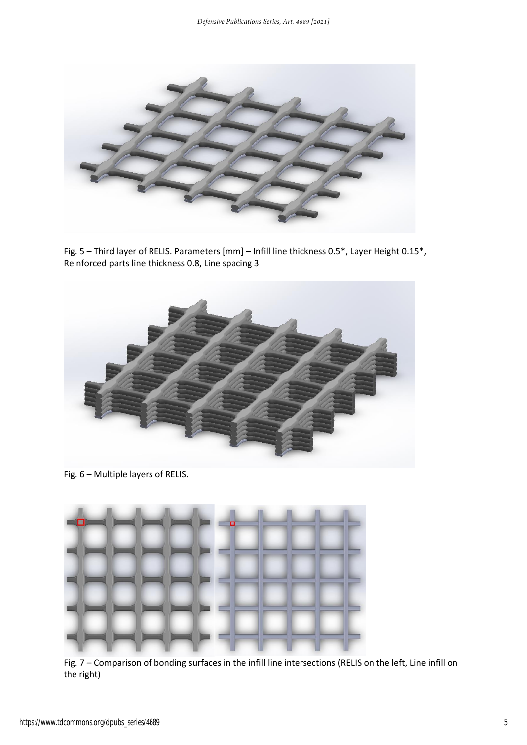Fig. 5 – Third layer of RELIS. Parameters [mm] – Infill line thickness 0.5*, Layer Height 0.15*, Reinforced parts line thickness 0.8, Line spacing 3

Fig. 6 – Multiple layers of RELIS.

Fig. 7 – Comparison of bonding surfaces in the infill line intersections (RELIS on the left, Line infill on the right)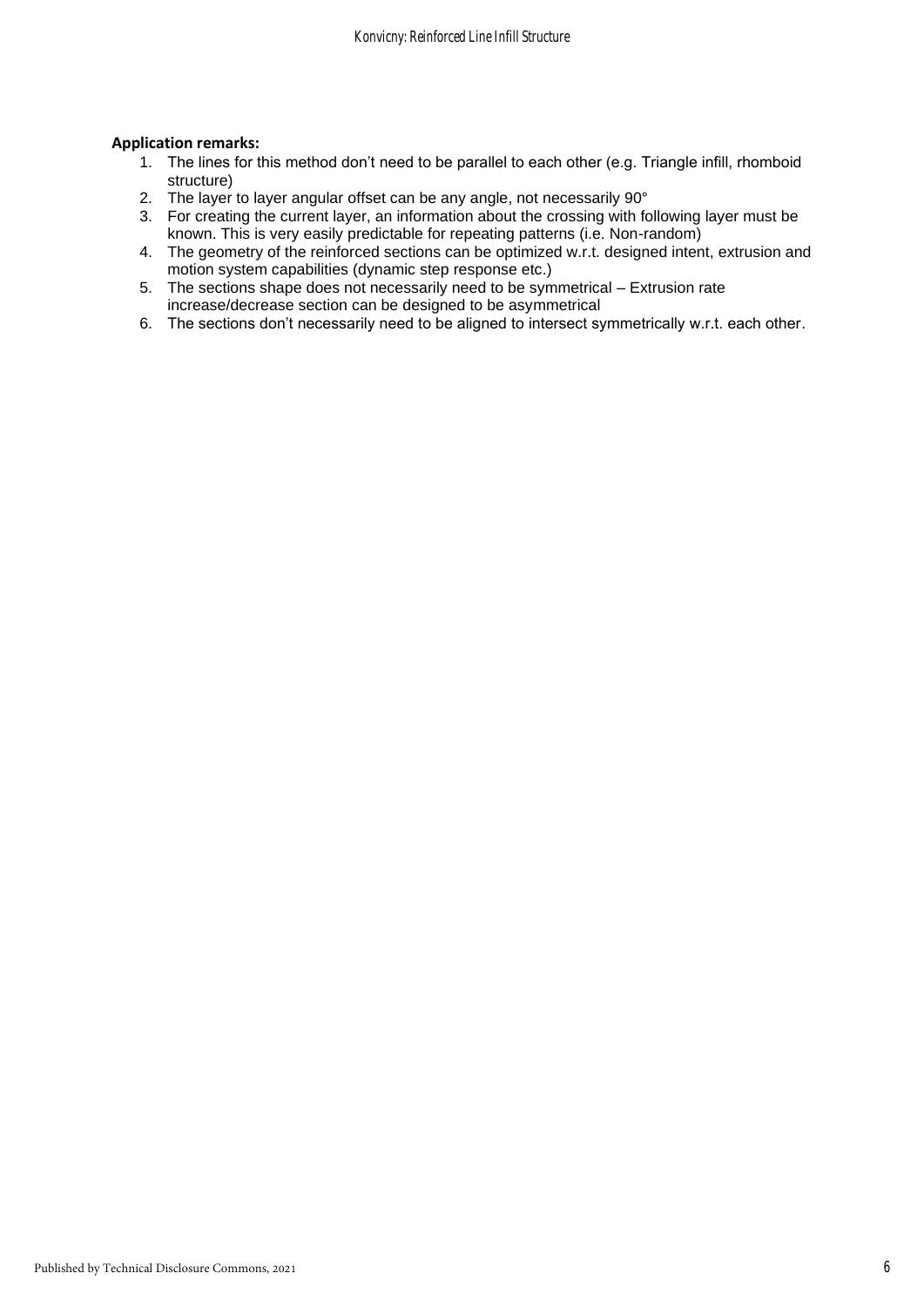**Application remarks:**

1. The lines for this method don't need to be parallel to each other (e.g. Triangle infill, rhomboid structure)
2. The layer to layer angular offset can be any angle, not necessarily 90°
3. For creating the current layer, an information about the crossing with following layer must be known. This is very easily predictable for repeating patterns (i.e. Non-random)
4. The geometry of the reinforced sections can be optimized w.r.t. designed intent, extrusion and motion system capabilities (dynamic step response etc.)
5. The sections shape does not necessarily need to be symmetrical – Extrusion rate increase/decrease section can be designed to be asymmetrical
6. The sections don't necessarily need to be aligned to intersect symmetrically w.r.t. each other.